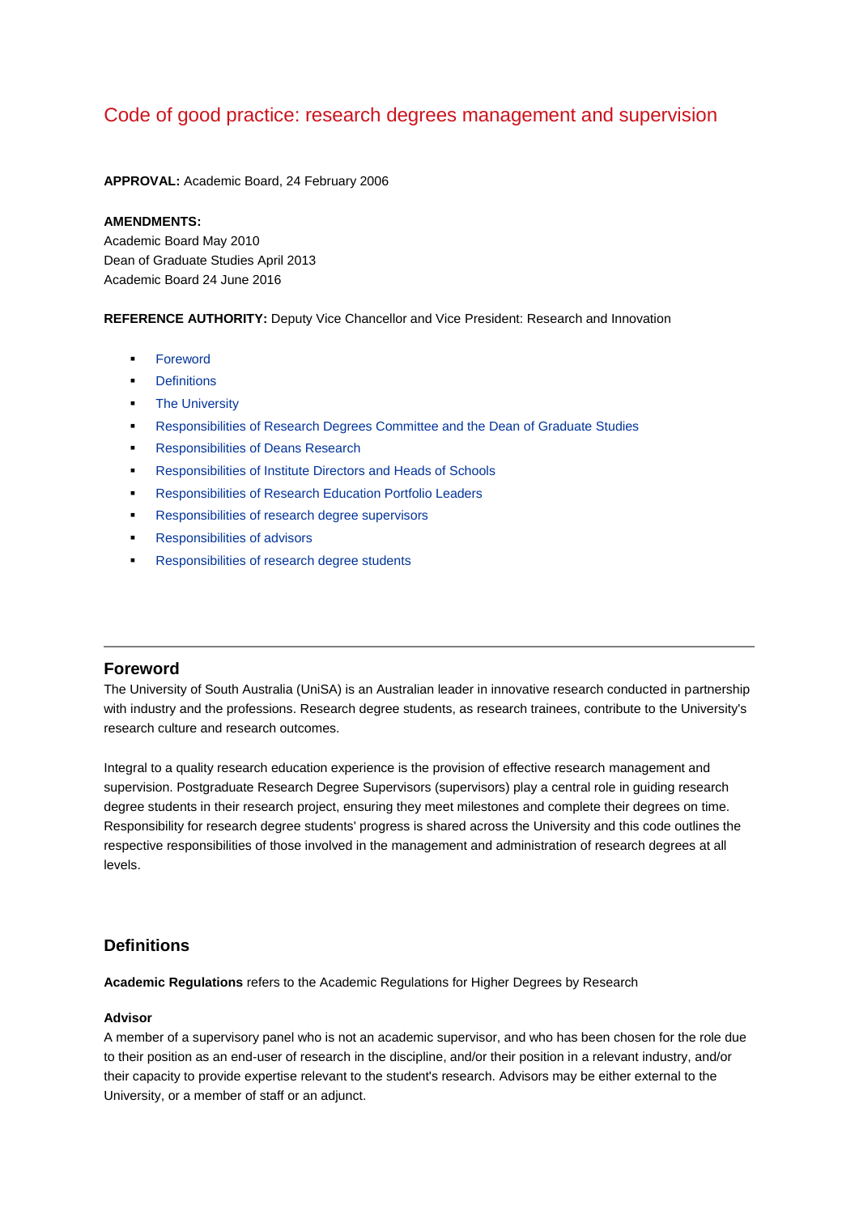# Code of good practice: research degrees management and supervision

**APPROVAL:** Academic Board, 24 February 2006

**AMENDMENTS:**
Academic Board May 2010
Dean of Graduate Studies April 2013
Academic Board 24 June 2016

**REFERENCE AUTHORITY:** Deputy Vice Chancellor and Vice President: Research and Innovation

- Foreword
- Definitions
- The University
- Responsibilities of Research Degrees Committee and the Dean of Graduate Studies
- Responsibilities of Deans Research
- Responsibilities of Institute Directors and Heads of Schools
- Responsibilities of Research Education Portfolio Leaders
- Responsibilities of research degree supervisors
- Responsibilities of advisors
- Responsibilities of research degree students

---

## Foreword

The University of South Australia (UniSA) is an Australian leader in innovative research conducted in partnership with industry and the professions. Research degree students, as research trainees, contribute to the University's research culture and research outcomes.

Integral to a quality research education experience is the provision of effective research management and supervision. Postgraduate Research Degree Supervisors (supervisors) play a central role in guiding research degree students in their research project, ensuring they meet milestones and complete their degrees on time. Responsibility for research degree students' progress is shared across the University and this code outlines the respective responsibilities of those involved in the management and administration of research degrees at all levels.

## Definitions

**Academic Regulations** refers to the Academic Regulations for Higher Degrees by Research

**Advisor**
A member of a supervisory panel who is not an academic supervisor, and who has been chosen for the role due to their position as an end-user of research in the discipline, and/or their position in a relevant industry, and/or their capacity to provide expertise relevant to the student's research. Advisors may be either external to the University, or a member of staff or an adjunct.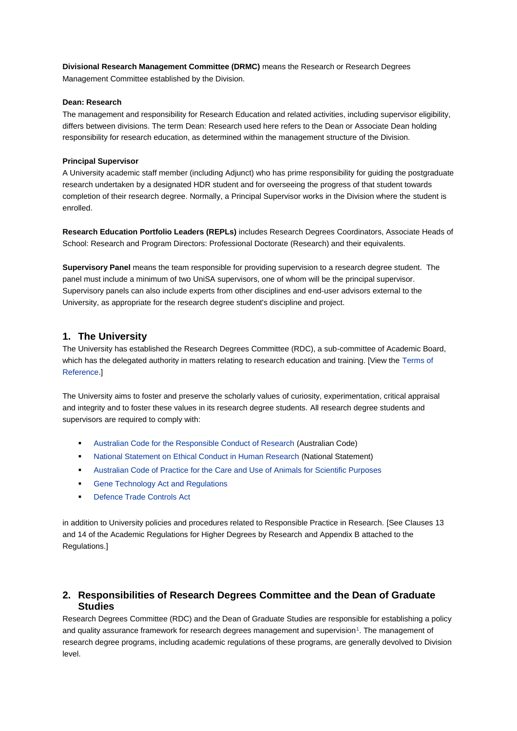**Divisional Research Management Committee (DRMC)** means the Research or Research Degrees Management Committee established by the Division.

**Dean: Research**
The management and responsibility for Research Education and related activities, including supervisor eligibility, differs between divisions. The term Dean: Research used here refers to the Dean or Associate Dean holding responsibility for research education, as determined within the management structure of the Division.

**Principal Supervisor**
A University academic staff member (including Adjunct) who has prime responsibility for guiding the postgraduate research undertaken by a designated HDR student and for overseeing the progress of that student towards completion of their research degree. Normally, a Principal Supervisor works in the Division where the student is enrolled.

**Research Education Portfolio Leaders (REPLs)** includes Research Degrees Coordinators, Associate Heads of School: Research and Program Directors: Professional Doctorate (Research) and their equivalents.

**Supervisory Panel** means the team responsible for providing supervision to a research degree student. The panel must include a minimum of two UniSA supervisors, one of whom will be the principal supervisor. Supervisory panels can also include experts from other disciplines and end-user advisors external to the University, as appropriate for the research degree student's discipline and project.

## 1. The University

The University has established the Research Degrees Committee (RDC), a sub-committee of Academic Board, which has the delegated authority in matters relating to research education and training. [View the Terms of Reference.]

The University aims to foster and preserve the scholarly values of curiosity, experimentation, critical appraisal and integrity and to foster these values in its research degree students. All research degree students and supervisors are required to comply with:

- Australian Code for the Responsible Conduct of Research (Australian Code)
- National Statement on Ethical Conduct in Human Research (National Statement)
- Australian Code of Practice for the Care and Use of Animals for Scientific Purposes
- Gene Technology Act and Regulations
- Defence Trade Controls Act

in addition to University policies and procedures related to Responsible Practice in Research. [See Clauses 13 and 14 of the Academic Regulations for Higher Degrees by Research and Appendix B attached to the Regulations.]

## 2. Responsibilities of Research Degrees Committee and the Dean of Graduate Studies

Research Degrees Committee (RDC) and the Dean of Graduate Studies are responsible for establishing a policy and quality assurance framework for research degrees management and supervision[1]. The management of research degree programs, including academic regulations of these programs, are generally devolved to Division level.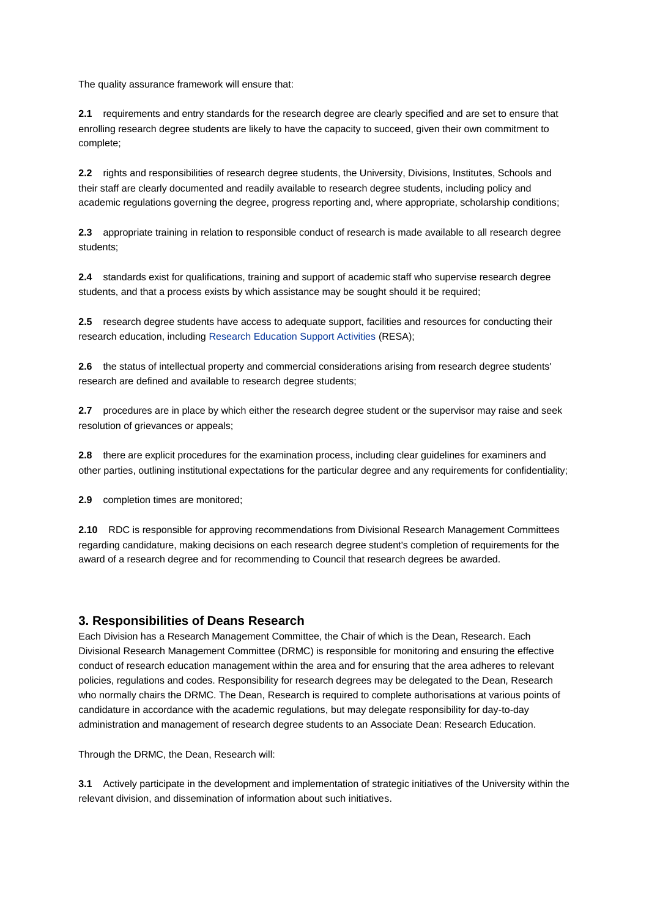The quality assurance framework will ensure that:

**2.1** requirements and entry standards for the research degree are clearly specified and are set to ensure that enrolling research degree students are likely to have the capacity to succeed, given their own commitment to complete;

**2.2** rights and responsibilities of research degree students, the University, Divisions, Institutes, Schools and their staff are clearly documented and readily available to research degree students, including policy and academic regulations governing the degree, progress reporting and, where appropriate, scholarship conditions;

**2.3** appropriate training in relation to responsible conduct of research is made available to all research degree students;

**2.4** standards exist for qualifications, training and support of academic staff who supervise research degree students, and that a process exists by which assistance may be sought should it be required;

**2.5** research degree students have access to adequate support, facilities and resources for conducting their research education, including Research Education Support Activities (RESA);

**2.6** the status of intellectual property and commercial considerations arising from research degree students' research are defined and available to research degree students;

**2.7** procedures are in place by which either the research degree student or the supervisor may raise and seek resolution of grievances or appeals;

**2.8** there are explicit procedures for the examination process, including clear guidelines for examiners and other parties, outlining institutional expectations for the particular degree and any requirements for confidentiality;

**2.9** completion times are monitored;

**2.10** RDC is responsible for approving recommendations from Divisional Research Management Committees regarding candidature, making decisions on each research degree student's completion of requirements for the award of a research degree and for recommending to Council that research degrees be awarded.

## 3. Responsibilities of Deans Research

Each Division has a Research Management Committee, the Chair of which is the Dean, Research. Each Divisional Research Management Committee (DRMC) is responsible for monitoring and ensuring the effective conduct of research education management within the area and for ensuring that the area adheres to relevant policies, regulations and codes. Responsibility for research degrees may be delegated to the Dean, Research who normally chairs the DRMC. The Dean, Research is required to complete authorisations at various points of candidature in accordance with the academic regulations, but may delegate responsibility for day-to-day administration and management of research degree students to an Associate Dean: Research Education.

Through the DRMC, the Dean, Research will:

**3.1** Actively participate in the development and implementation of strategic initiatives of the University within the relevant division, and dissemination of information about such initiatives.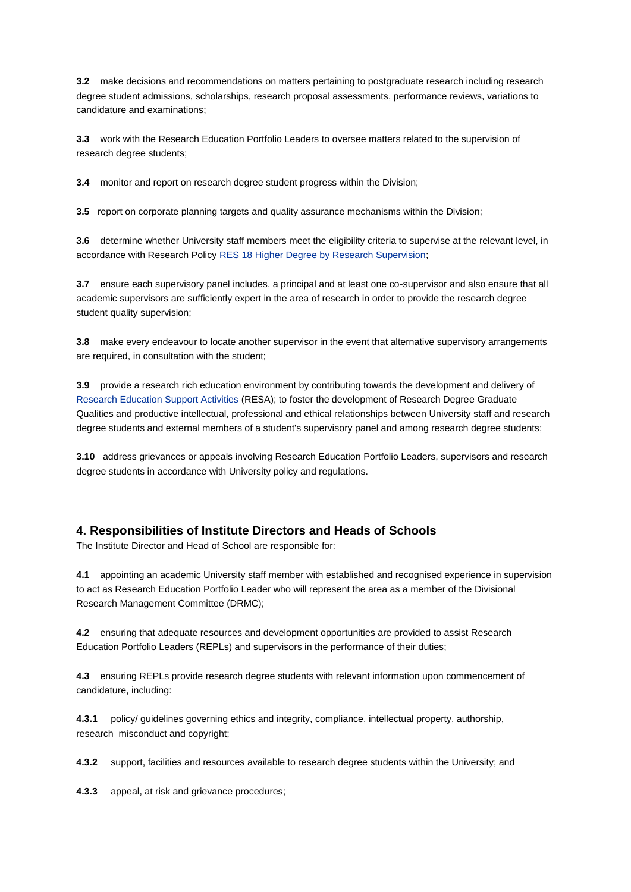**3.2** make decisions and recommendations on matters pertaining to postgraduate research including research degree student admissions, scholarships, research proposal assessments, performance reviews, variations to candidature and examinations;

**3.3** work with the Research Education Portfolio Leaders to oversee matters related to the supervision of research degree students;

**3.4** monitor and report on research degree student progress within the Division;

**3.5** report on corporate planning targets and quality assurance mechanisms within the Division;

**3.6** determine whether University staff members meet the eligibility criteria to supervise at the relevant level, in accordance with Research Policy RES 18 Higher Degree by Research Supervision;

**3.7** ensure each supervisory panel includes, a principal and at least one co-supervisor and also ensure that all academic supervisors are sufficiently expert in the area of research in order to provide the research degree student quality supervision;

**3.8** make every endeavour to locate another supervisor in the event that alternative supervisory arrangements are required, in consultation with the student;

**3.9** provide a research rich education environment by contributing towards the development and delivery of Research Education Support Activities (RESA); to foster the development of Research Degree Graduate Qualities and productive intellectual, professional and ethical relationships between University staff and research degree students and external members of a student's supervisory panel and among research degree students;

**3.10** address grievances or appeals involving Research Education Portfolio Leaders, supervisors and research degree students in accordance with University policy and regulations.

## 4. Responsibilities of Institute Directors and Heads of Schools

The Institute Director and Head of School are responsible for:

**4.1** appointing an academic University staff member with established and recognised experience in supervision to act as Research Education Portfolio Leader who will represent the area as a member of the Divisional Research Management Committee (DRMC);

**4.2** ensuring that adequate resources and development opportunities are provided to assist Research Education Portfolio Leaders (REPLs) and supervisors in the performance of their duties;

**4.3** ensuring REPLs provide research degree students with relevant information upon commencement of candidature, including:

**4.3.1** policy/ guidelines governing ethics and integrity, compliance, intellectual property, authorship, research misconduct and copyright;

**4.3.2** support, facilities and resources available to research degree students within the University; and

**4.3.3** appeal, at risk and grievance procedures;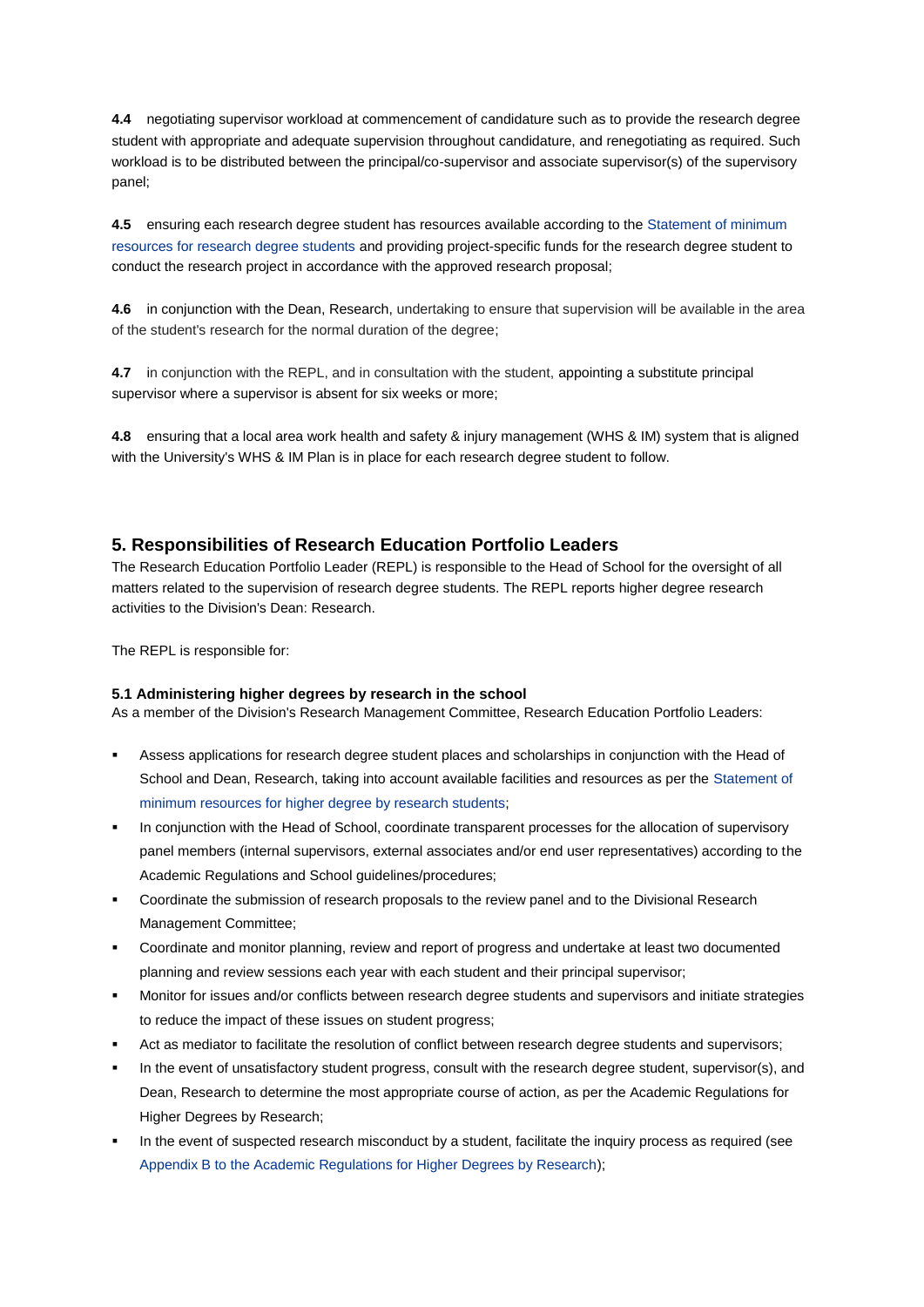**4.4** negotiating supervisor workload at commencement of candidature such as to provide the research degree student with appropriate and adequate supervision throughout candidature, and renegotiating as required. Such workload is to be distributed between the principal/co-supervisor and associate supervisor(s) of the supervisory panel;

**4.5** ensuring each research degree student has resources available according to the Statement of minimum resources for research degree students and providing project-specific funds for the research degree student to conduct the research project in accordance with the approved research proposal;

**4.6** in conjunction with the Dean, Research, undertaking to ensure that supervision will be available in the area of the student's research for the normal duration of the degree;

**4.7** in conjunction with the REPL, and in consultation with the student, appointing a substitute principal supervisor where a supervisor is absent for six weeks or more;

**4.8** ensuring that a local area work health and safety & injury management (WHS & IM) system that is aligned with the University's WHS & IM Plan is in place for each research degree student to follow.

## 5. Responsibilities of Research Education Portfolio Leaders

The Research Education Portfolio Leader (REPL) is responsible to the Head of School for the oversight of all matters related to the supervision of research degree students. The REPL reports higher degree research activities to the Division's Dean: Research.

The REPL is responsible for:

### 5.1 Administering higher degrees by research in the school

As a member of the Division's Research Management Committee, Research Education Portfolio Leaders:

- Assess applications for research degree student places and scholarships in conjunction with the Head of School and Dean, Research, taking into account available facilities and resources as per the Statement of minimum resources for higher degree by research students;
- In conjunction with the Head of School, coordinate transparent processes for the allocation of supervisory panel members (internal supervisors, external associates and/or end user representatives) according to the Academic Regulations and School guidelines/procedures;
- Coordinate the submission of research proposals to the review panel and to the Divisional Research Management Committee;
- Coordinate and monitor planning, review and report of progress and undertake at least two documented planning and review sessions each year with each student and their principal supervisor;
- Monitor for issues and/or conflicts between research degree students and supervisors and initiate strategies to reduce the impact of these issues on student progress;
- Act as mediator to facilitate the resolution of conflict between research degree students and supervisors;
- In the event of unsatisfactory student progress, consult with the research degree student, supervisor(s), and Dean, Research to determine the most appropriate course of action, as per the Academic Regulations for Higher Degrees by Research;
- In the event of suspected research misconduct by a student, facilitate the inquiry process as required (see Appendix B to the Academic Regulations for Higher Degrees by Research);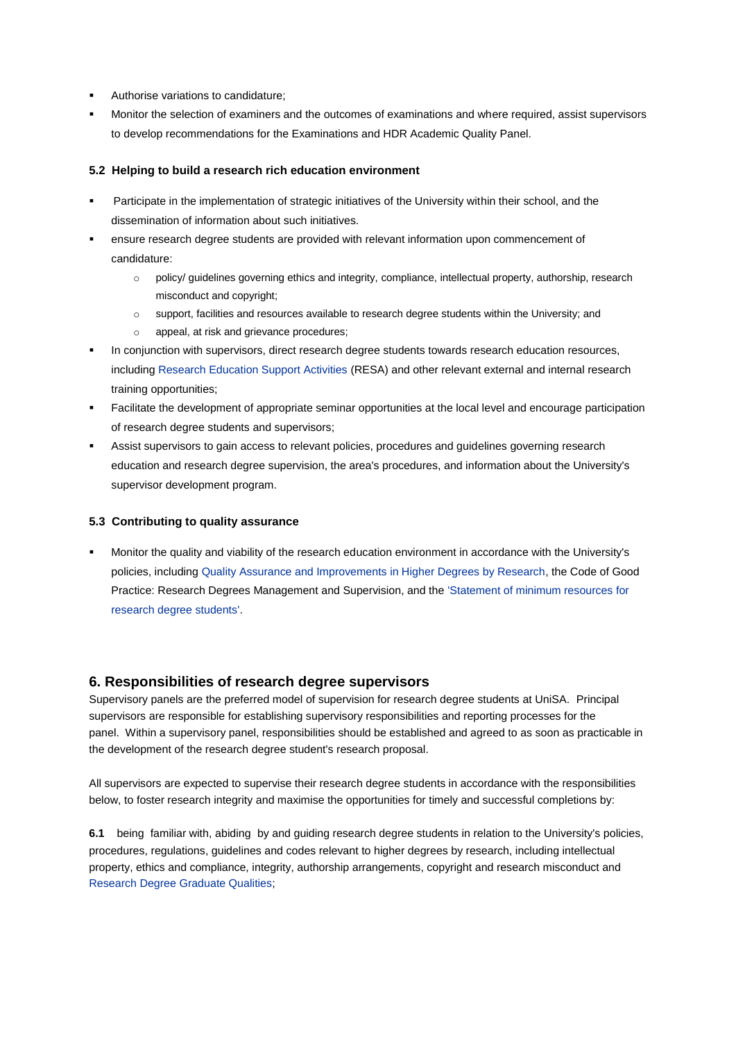- Authorise variations to candidature;
- Monitor the selection of examiners and the outcomes of examinations and where required, assist supervisors to develop recommendations for the Examinations and HDR Academic Quality Panel.

### 5.2 Helping to build a research rich education environment

- Participate in the implementation of strategic initiatives of the University within their school, and the dissemination of information about such initiatives.
- ensure research degree students are provided with relevant information upon commencement of candidature:
  - policy/ guidelines governing ethics and integrity, compliance, intellectual property, authorship, research misconduct and copyright;
  - support, facilities and resources available to research degree students within the University; and
  - appeal, at risk and grievance procedures;
- In conjunction with supervisors, direct research degree students towards research education resources, including Research Education Support Activities (RESA) and other relevant external and internal research training opportunities;
- Facilitate the development of appropriate seminar opportunities at the local level and encourage participation of research degree students and supervisors;
- Assist supervisors to gain access to relevant policies, procedures and guidelines governing research education and research degree supervision, the area's procedures, and information about the University's supervisor development program.

### 5.3 Contributing to quality assurance

- Monitor the quality and viability of the research education environment in accordance with the University's policies, including Quality Assurance and Improvements in Higher Degrees by Research, the Code of Good Practice: Research Degrees Management and Supervision, and the 'Statement of minimum resources for research degree students'.

## 6. Responsibilities of research degree supervisors

Supervisory panels are the preferred model of supervision for research degree students at UniSA. Principal supervisors are responsible for establishing supervisory responsibilities and reporting processes for the panel. Within a supervisory panel, responsibilities should be established and agreed to as soon as practicable in the development of the research degree student's research proposal.

All supervisors are expected to supervise their research degree students in accordance with the responsibilities below, to foster research integrity and maximise the opportunities for timely and successful completions by:

**6.1** being familiar with, abiding by and guiding research degree students in relation to the University's policies, procedures, regulations, guidelines and codes relevant to higher degrees by research, including intellectual property, ethics and compliance, integrity, authorship arrangements, copyright and research misconduct and Research Degree Graduate Qualities;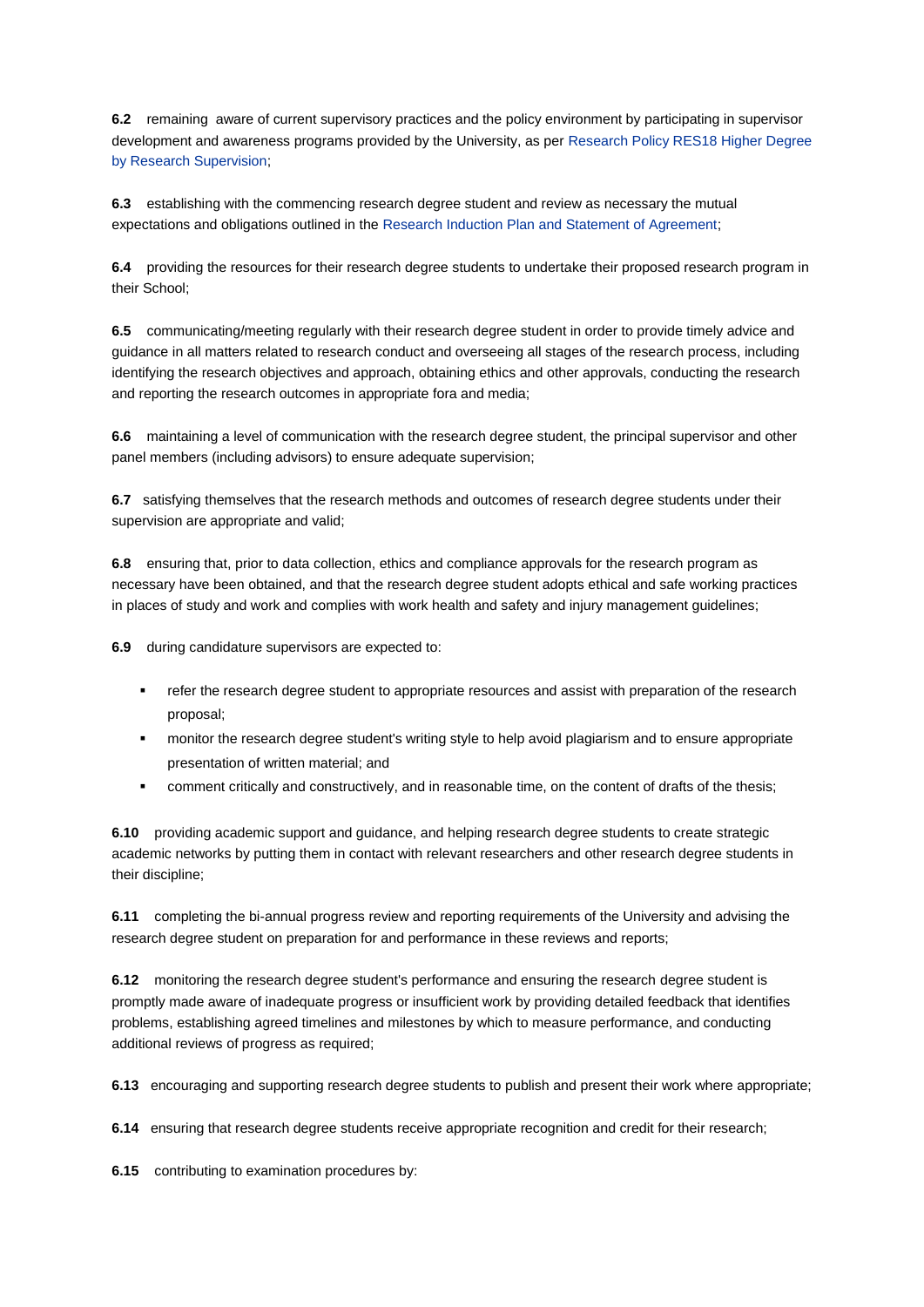**6.2** remaining aware of current supervisory practices and the policy environment by participating in supervisor development and awareness programs provided by the University, as per Research Policy RES18 Higher Degree by Research Supervision;

**6.3** establishing with the commencing research degree student and review as necessary the mutual expectations and obligations outlined in the Research Induction Plan and Statement of Agreement;

**6.4** providing the resources for their research degree students to undertake their proposed research program in their School;

**6.5** communicating/meeting regularly with their research degree student in order to provide timely advice and guidance in all matters related to research conduct and overseeing all stages of the research process, including identifying the research objectives and approach, obtaining ethics and other approvals, conducting the research and reporting the research outcomes in appropriate fora and media;

**6.6** maintaining a level of communication with the research degree student, the principal supervisor and other panel members (including advisors) to ensure adequate supervision;

**6.7** satisfying themselves that the research methods and outcomes of research degree students under their supervision are appropriate and valid;

**6.8** ensuring that, prior to data collection, ethics and compliance approvals for the research program as necessary have been obtained, and that the research degree student adopts ethical and safe working practices in places of study and work and complies with work health and safety and injury management guidelines;

**6.9** during candidature supervisors are expected to:

- refer the research degree student to appropriate resources and assist with preparation of the research proposal;
- monitor the research degree student's writing style to help avoid plagiarism and to ensure appropriate presentation of written material; and
- comment critically and constructively, and in reasonable time, on the content of drafts of the thesis;

**6.10** providing academic support and guidance, and helping research degree students to create strategic academic networks by putting them in contact with relevant researchers and other research degree students in their discipline;

**6.11** completing the bi-annual progress review and reporting requirements of the University and advising the research degree student on preparation for and performance in these reviews and reports;

**6.12** monitoring the research degree student's performance and ensuring the research degree student is promptly made aware of inadequate progress or insufficient work by providing detailed feedback that identifies problems, establishing agreed timelines and milestones by which to measure performance, and conducting additional reviews of progress as required;

**6.13** encouraging and supporting research degree students to publish and present their work where appropriate;

**6.14** ensuring that research degree students receive appropriate recognition and credit for their research;

**6.15** contributing to examination procedures by: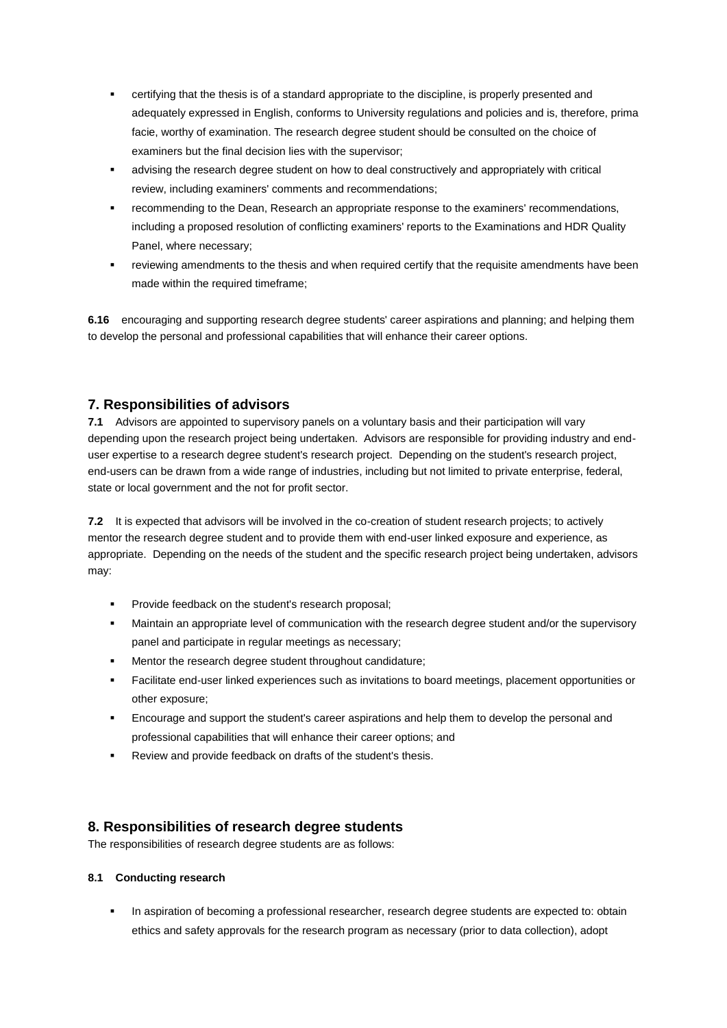- certifying that the thesis is of a standard appropriate to the discipline, is properly presented and adequately expressed in English, conforms to University regulations and policies and is, therefore, prima facie, worthy of examination. The research degree student should be consulted on the choice of examiners but the final decision lies with the supervisor;
- advising the research degree student on how to deal constructively and appropriately with critical review, including examiners' comments and recommendations;
- recommending to the Dean, Research an appropriate response to the examiners' recommendations, including a proposed resolution of conflicting examiners' reports to the Examinations and HDR Quality Panel, where necessary;
- reviewing amendments to the thesis and when required certify that the requisite amendments have been made within the required timeframe;

**6.16** encouraging and supporting research degree students' career aspirations and planning; and helping them to develop the personal and professional capabilities that will enhance their career options.

## 7. Responsibilities of advisors

**7.1** Advisors are appointed to supervisory panels on a voluntary basis and their participation will vary depending upon the research project being undertaken. Advisors are responsible for providing industry and end-user expertise to a research degree student's research project. Depending on the student's research project, end-users can be drawn from a wide range of industries, including but not limited to private enterprise, federal, state or local government and the not for profit sector.

**7.2** It is expected that advisors will be involved in the co-creation of student research projects; to actively mentor the research degree student and to provide them with end-user linked exposure and experience, as appropriate. Depending on the needs of the student and the specific research project being undertaken, advisors may:

- Provide feedback on the student's research proposal;
- Maintain an appropriate level of communication with the research degree student and/or the supervisory panel and participate in regular meetings as necessary;
- Mentor the research degree student throughout candidature;
- Facilitate end-user linked experiences such as invitations to board meetings, placement opportunities or other exposure;
- Encourage and support the student's career aspirations and help them to develop the personal and professional capabilities that will enhance their career options; and
- Review and provide feedback on drafts of the student's thesis.

## 8. Responsibilities of research degree students

The responsibilities of research degree students are as follows:

**8.1 Conducting research**

- In aspiration of becoming a professional researcher, research degree students are expected to: obtain ethics and safety approvals for the research program as necessary (prior to data collection), adopt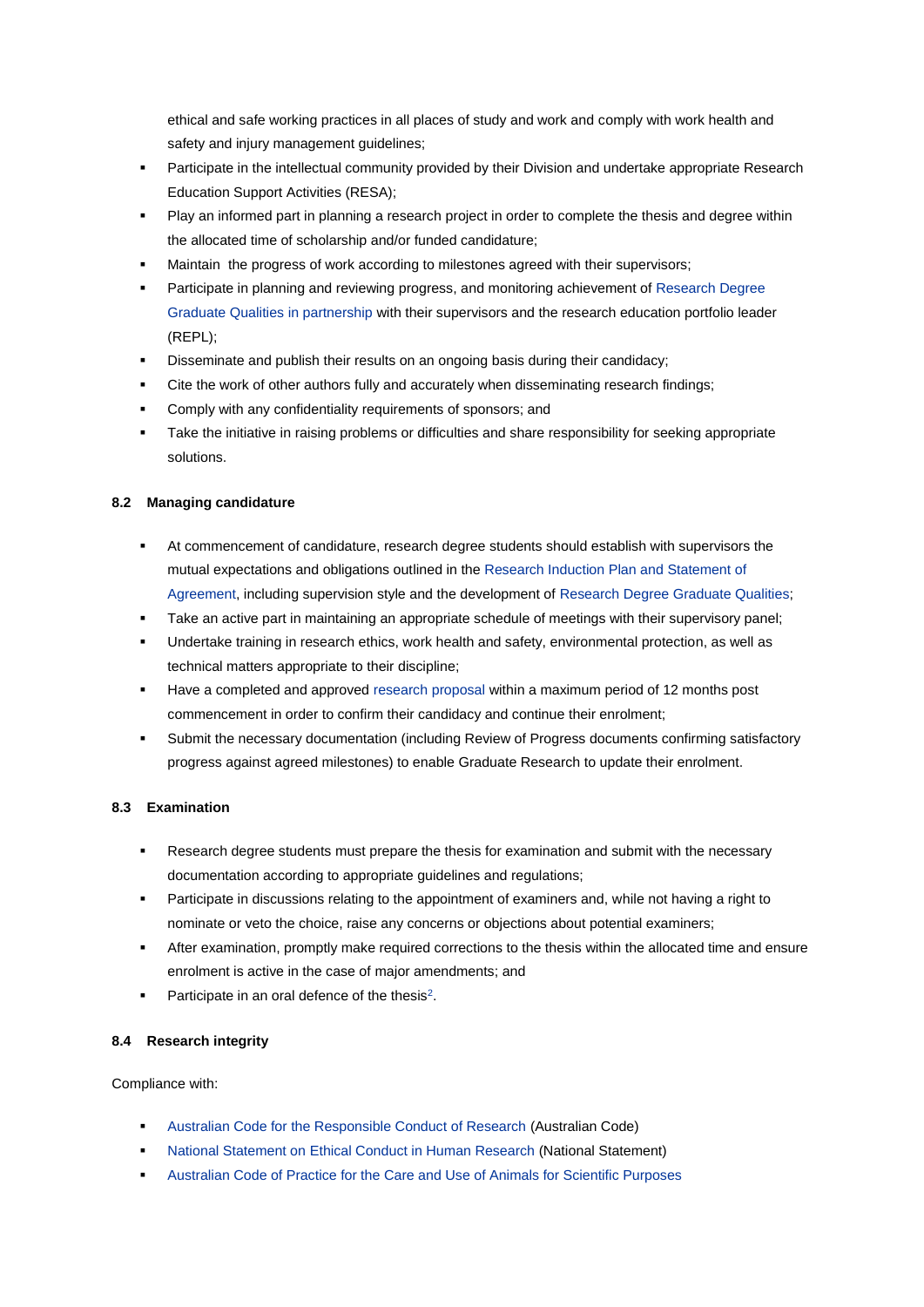ethical and safe working practices in all places of study and work and comply with work health and safety and injury management guidelines;

- Participate in the intellectual community provided by their Division and undertake appropriate Research Education Support Activities (RESA);
- Play an informed part in planning a research project in order to complete the thesis and degree within the allocated time of scholarship and/or funded candidature;
- Maintain the progress of work according to milestones agreed with their supervisors;
- Participate in planning and reviewing progress, and monitoring achievement of Research Degree Graduate Qualities in partnership with their supervisors and the research education portfolio leader (REPL);
- Disseminate and publish their results on an ongoing basis during their candidacy;
- Cite the work of other authors fully and accurately when disseminating research findings;
- Comply with any confidentiality requirements of sponsors; and
- Take the initiative in raising problems or difficulties and share responsibility for seeking appropriate solutions.

### 8.2 Managing candidature

- At commencement of candidature, research degree students should establish with supervisors the mutual expectations and obligations outlined in the Research Induction Plan and Statement of Agreement, including supervision style and the development of Research Degree Graduate Qualities;
- Take an active part in maintaining an appropriate schedule of meetings with their supervisory panel;
- Undertake training in research ethics, work health and safety, environmental protection, as well as technical matters appropriate to their discipline;
- Have a completed and approved research proposal within a maximum period of 12 months post commencement in order to confirm their candidacy and continue their enrolment;
- Submit the necessary documentation (including Review of Progress documents confirming satisfactory progress against agreed milestones) to enable Graduate Research to update their enrolment.

### 8.3 Examination

- Research degree students must prepare the thesis for examination and submit with the necessary documentation according to appropriate guidelines and regulations;
- Participate in discussions relating to the appointment of examiners and, while not having a right to nominate or veto the choice, raise any concerns or objections about potential examiners;
- After examination, promptly make required corrections to the thesis within the allocated time and ensure enrolment is active in the case of major amendments; and
- Participate in an oral defence of the thesis[2].

### 8.4 Research integrity

Compliance with:

- Australian Code for the Responsible Conduct of Research (Australian Code)
- National Statement on Ethical Conduct in Human Research (National Statement)
- Australian Code of Practice for the Care and Use of Animals for Scientific Purposes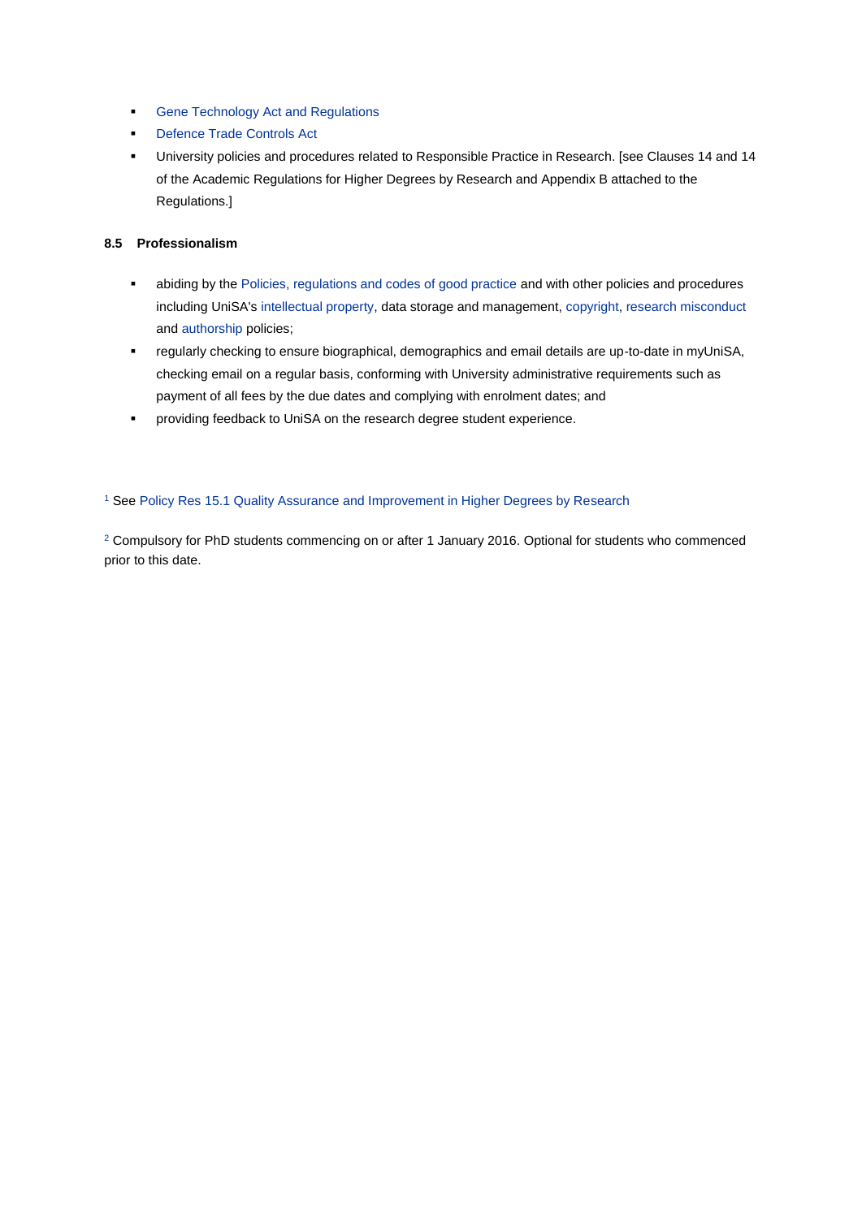- Gene Technology Act and Regulations
- Defence Trade Controls Act
- University policies and procedures related to Responsible Practice in Research. [see Clauses 14 and 14 of the Academic Regulations for Higher Degrees by Research and Appendix B attached to the Regulations.]

### 8.5 Professionalism

- abiding by the Policies, regulations and codes of good practice and with other policies and procedures including UniSA's intellectual property, data storage and management, copyright, research misconduct and authorship policies;
- regularly checking to ensure biographical, demographics and email details are up-to-date in myUniSA, checking email on a regular basis, conforming with University administrative requirements such as payment of all fees by the due dates and complying with enrolment dates; and
- providing feedback to UniSA on the research degree student experience.

[1] See Policy Res 15.1 Quality Assurance and Improvement in Higher Degrees by Research

[2] Compulsory for PhD students commencing on or after 1 January 2016. Optional for students who commenced prior to this date.